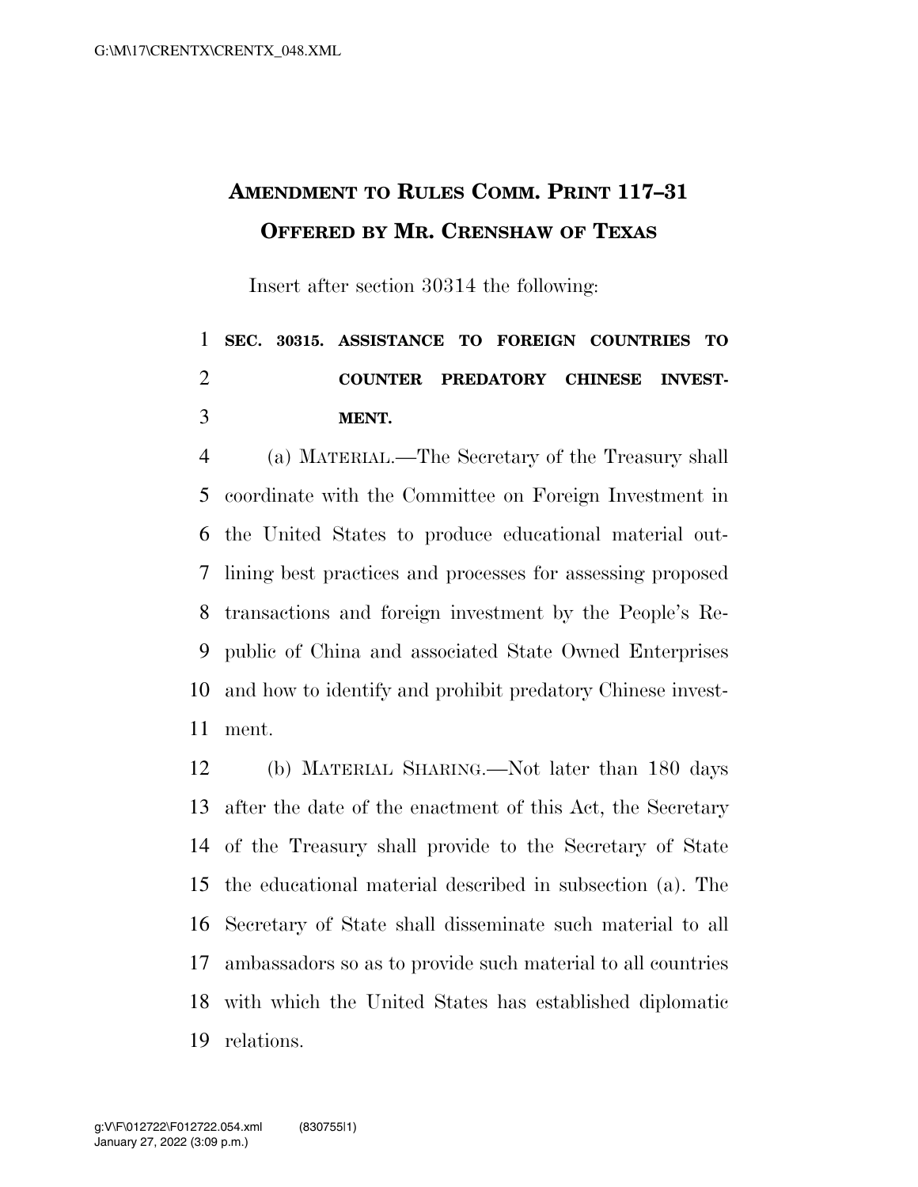# AMENDMENT TO RULES COMM. PRINT 117–31
## OFFERED BY MR. CRENSHAW OF TEXAS

Insert after section 30314 the following:

**SEC. 30315. ASSISTANCE TO FOREIGN COUNTRIES TO COUNTER PREDATORY CHINESE INVESTMENT.**

(a) MATERIAL.—The Secretary of the Treasury shall coordinate with the Committee on Foreign Investment in the United States to produce educational material outlining best practices and processes for assessing proposed transactions and foreign investment by the People's Republic of China and associated State Owned Enterprises and how to identify and prohibit predatory Chinese investment.

(b) MATERIAL SHARING.—Not later than 180 days after the date of the enactment of this Act, the Secretary of the Treasury shall provide to the Secretary of State the educational material described in subsection (a). The Secretary of State shall disseminate such material to all ambassadors so as to provide such material to all countries with which the United States has established diplomatic relations.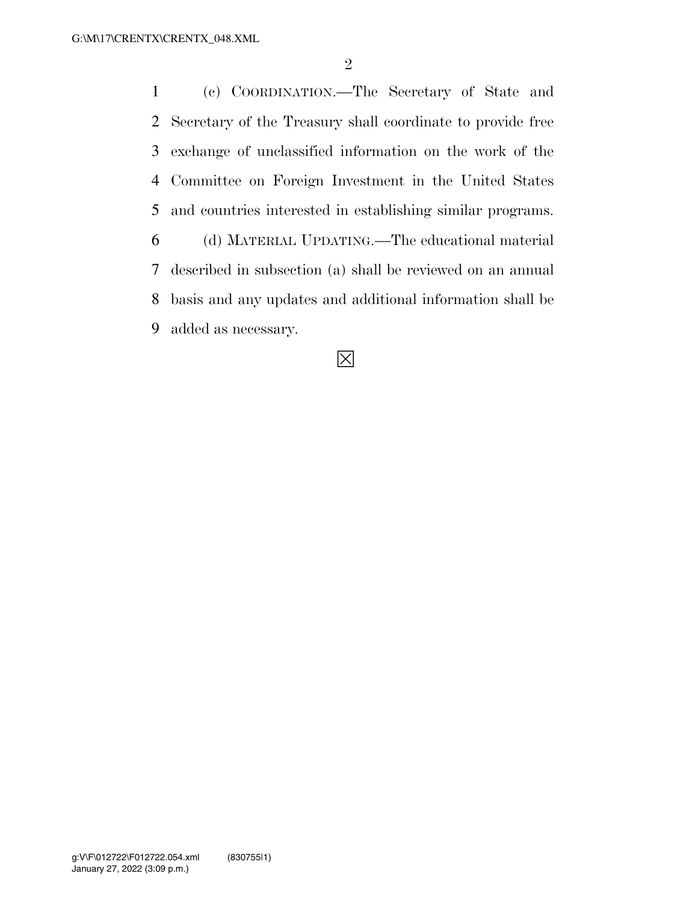(c) COORDINATION.—The Secretary of State and Secretary of the Treasury shall coordinate to provide free exchange of unclassified information on the work of the Committee on Foreign Investment in the United States and countries interested in establishing similar programs.

(d) MATERIAL UPDATING.—The educational material described in subsection (a) shall be reviewed on an annual basis and any updates and additional information shall be added as necessary.